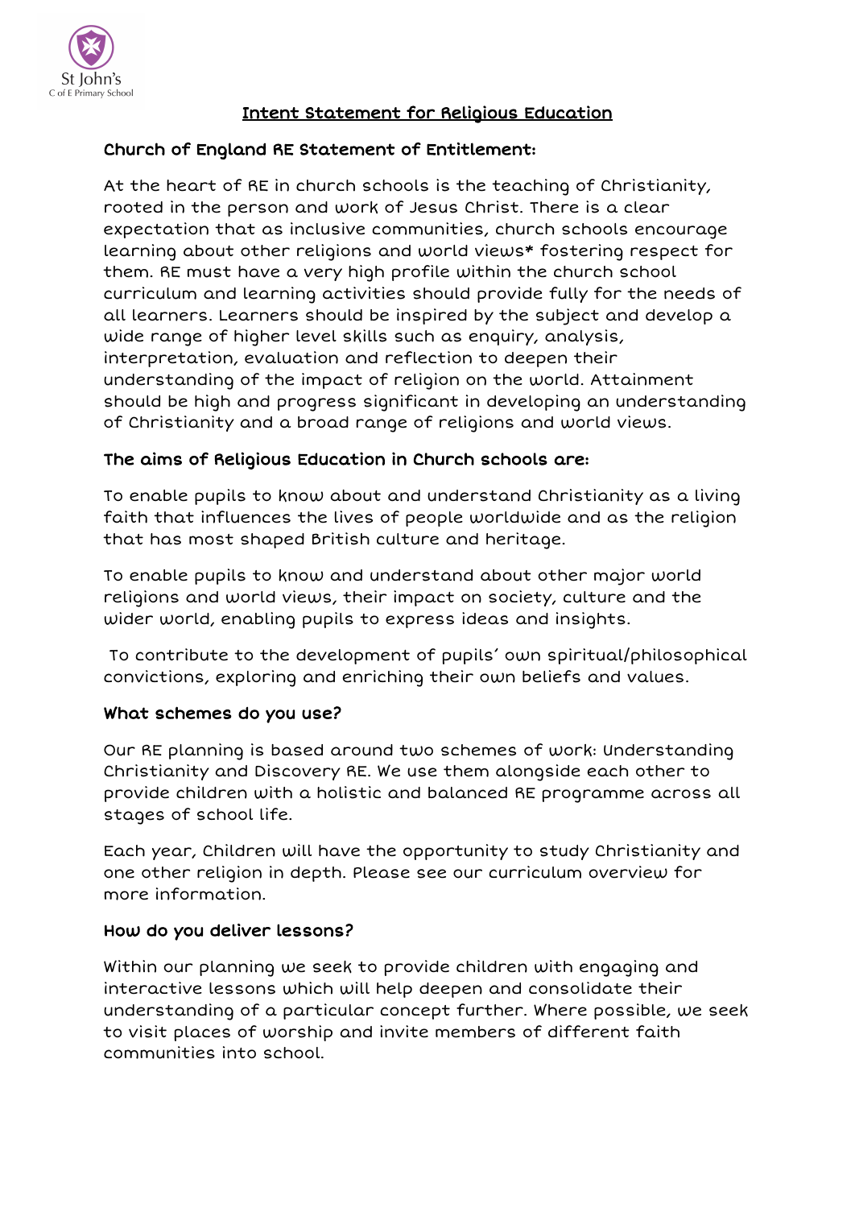# Intent Statement for Religious Education

## Church of England RE Statement of Entitlement:

At the heart of RE in church schools is the teaching of Christianity, rooted in the person and work of Jesus Christ. There is a clear expectation that as inclusive communities, church schools encourage learning about other religions and world views* fostering respect for them. RE must have a very high profile within the church school curriculum and learning activities should provide fully for the needs of all learners. Learners should be inspired by the subject and develop a wide range of higher level skills such as enquiry, analysis, interpretation, evaluation and reflection to deepen their understanding of the impact of religion on the world. Attainment should be high and progress significant in developing an understanding of Christianity and a broad range of religions and world views.

## The aims of Religious Education in Church schools are:

To enable pupils to know about and understand Christianity as a living faith that influences the lives of people worldwide and as the religion that has most shaped British culture and heritage.

To enable pupils to know and understand about other major world religions and world views, their impact on society, culture and the wider world, enabling pupils to express ideas and insights.

To contribute to the development of pupils' own spiritual/philosophical convictions, exploring and enriching their own beliefs and values.

## What schemes do you use?

Our RE planning is based around two schemes of work: Understanding Christianity and Discovery RE. We use them alongside each other to provide children with a holistic and balanced RE programme across all stages of school life.

Each year, Children will have the opportunity to study Christianity and one other religion in depth. Please see our curriculum overview for more information.

## How do you deliver lessons?

Within our planning we seek to provide children with engaging and interactive lessons which will help deepen and consolidate their understanding of a particular concept further. Where possible, we seek to visit places of worship and invite members of different faith communities into school.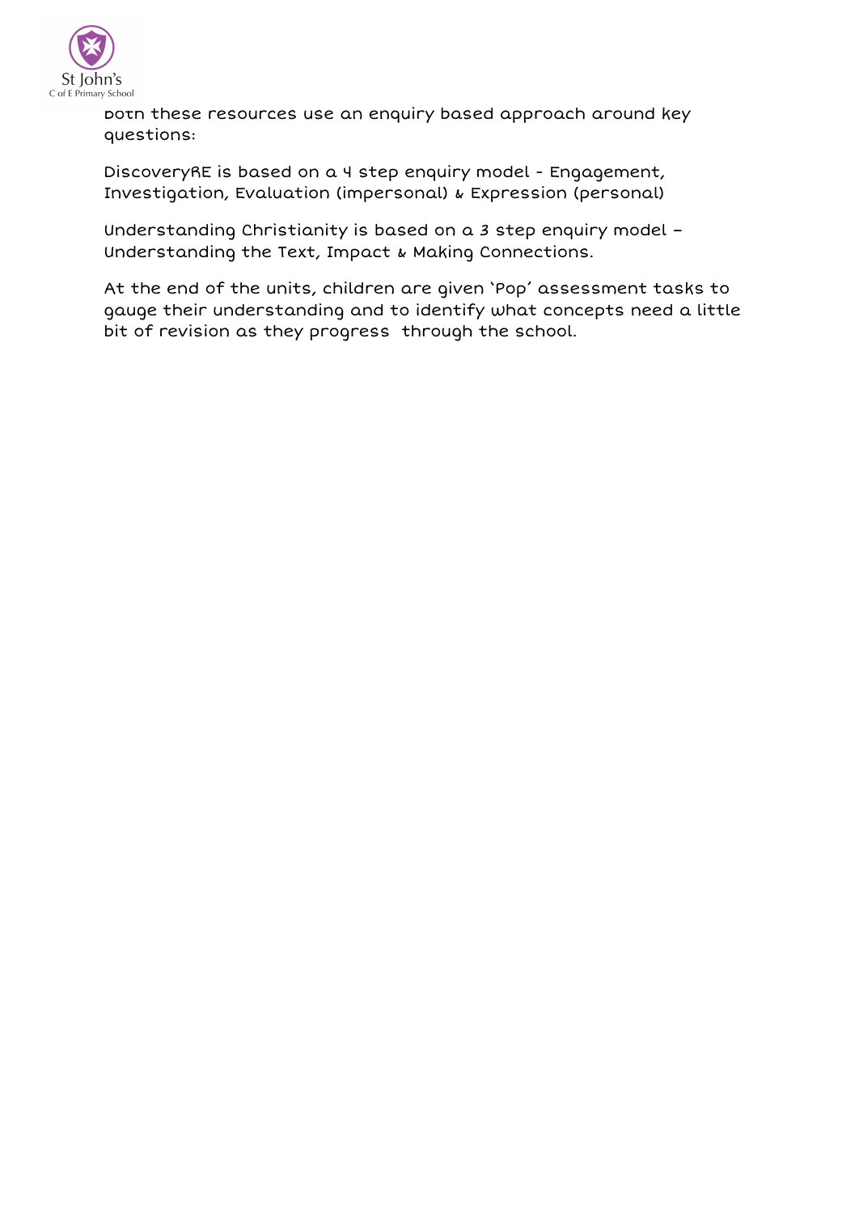Both these resources use an enquiry based approach around key questions:

DiscoveryRE is based on a 4 step enquiry model - Engagement, Investigation, Evaluation (impersonal) & Expression (personal)

Understanding Christianity is based on a 3 step enquiry model – Understanding the Text, Impact & Making Connections.

At the end of the units, children are given 'Pop' assessment tasks to gauge their understanding and to identify what concepts need a little bit of revision as they progress through the school.